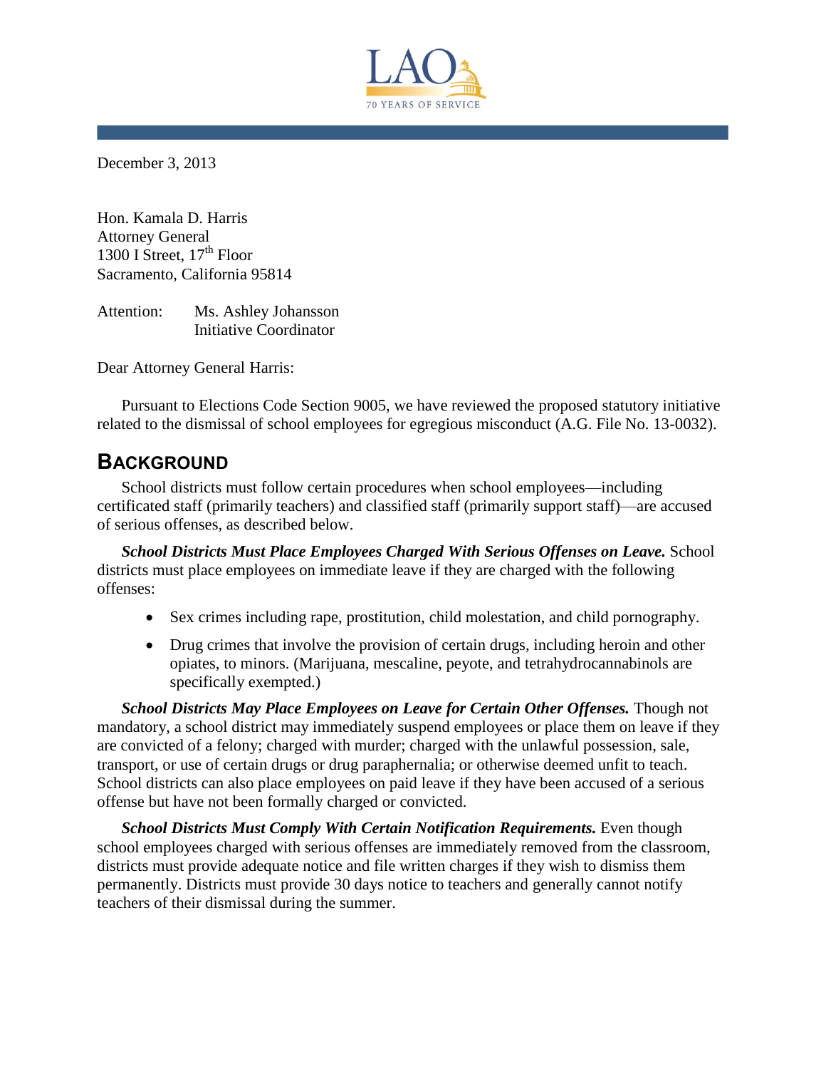December 3, 2013

Hon. Kamala D. Harris
Attorney General
1300 I Street, 17th Floor
Sacramento, California 95814

Attention: Ms. Ashley Johansson
Initiative Coordinator

Dear Attorney General Harris:

Pursuant to Elections Code Section 9005, we have reviewed the proposed statutory initiative related to the dismissal of school employees for egregious misconduct (A.G. File No. 13-0032).

## BACKGROUND

School districts must follow certain procedures when school employees—including certificated staff (primarily teachers) and classified staff (primarily support staff)—are accused of serious offenses, as described below.

***School Districts Must Place Employees Charged With Serious Offenses on Leave.*** School districts must place employees on immediate leave if they are charged with the following offenses:

- Sex crimes including rape, prostitution, child molestation, and child pornography.
- Drug crimes that involve the provision of certain drugs, including heroin and other opiates, to minors. (Marijuana, mescaline, peyote, and tetrahydrocannabinols are specifically exempted.)

***School Districts May Place Employees on Leave for Certain Other Offenses.*** Though not mandatory, a school district may immediately suspend employees or place them on leave if they are convicted of a felony; charged with murder; charged with the unlawful possession, sale, transport, or use of certain drugs or drug paraphernalia; or otherwise deemed unfit to teach. School districts can also place employees on paid leave if they have been accused of a serious offense but have not been formally charged or convicted.

***School Districts Must Comply With Certain Notification Requirements.*** Even though school employees charged with serious offenses are immediately removed from the classroom, districts must provide adequate notice and file written charges if they wish to dismiss them permanently. Districts must provide 30 days notice to teachers and generally cannot notify teachers of their dismissal during the summer.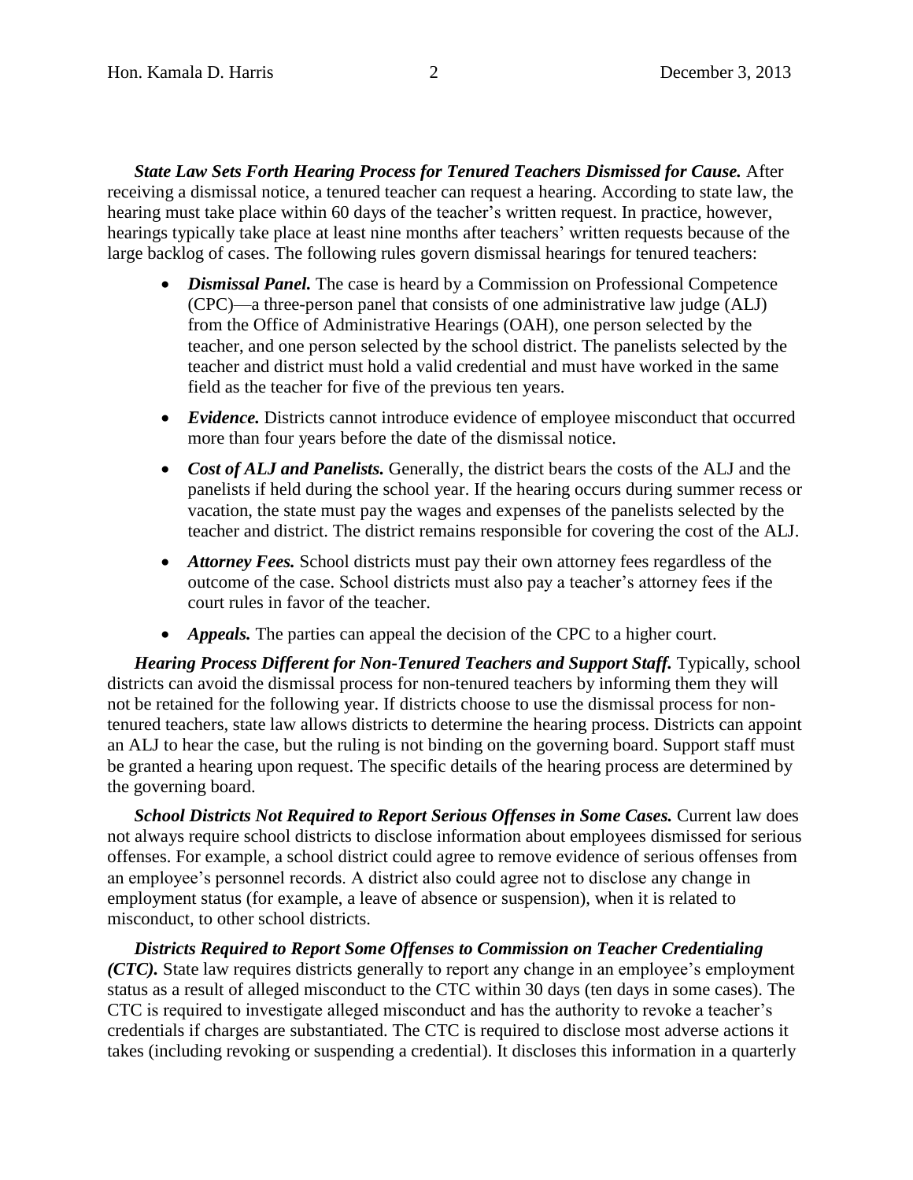***State Law Sets Forth Hearing Process for Tenured Teachers Dismissed for Cause.*** After receiving a dismissal notice, a tenured teacher can request a hearing. According to state law, the hearing must take place within 60 days of the teacher's written request. In practice, however, hearings typically take place at least nine months after teachers' written requests because of the large backlog of cases. The following rules govern dismissal hearings for tenured teachers:

- ***Dismissal Panel.*** The case is heard by a Commission on Professional Competence (CPC)—a three-person panel that consists of one administrative law judge (ALJ) from the Office of Administrative Hearings (OAH), one person selected by the teacher, and one person selected by the school district. The panelists selected by the teacher and district must hold a valid credential and must have worked in the same field as the teacher for five of the previous ten years.
- ***Evidence.*** Districts cannot introduce evidence of employee misconduct that occurred more than four years before the date of the dismissal notice.
- ***Cost of ALJ and Panelists.*** Generally, the district bears the costs of the ALJ and the panelists if held during the school year. If the hearing occurs during summer recess or vacation, the state must pay the wages and expenses of the panelists selected by the teacher and district. The district remains responsible for covering the cost of the ALJ.
- ***Attorney Fees.*** School districts must pay their own attorney fees regardless of the outcome of the case. School districts must also pay a teacher's attorney fees if the court rules in favor of the teacher.
- ***Appeals.*** The parties can appeal the decision of the CPC to a higher court.

***Hearing Process Different for Non-Tenured Teachers and Support Staff.*** Typically, school districts can avoid the dismissal process for non-tenured teachers by informing them they will not be retained for the following year. If districts choose to use the dismissal process for non-tenured teachers, state law allows districts to determine the hearing process. Districts can appoint an ALJ to hear the case, but the ruling is not binding on the governing board. Support staff must be granted a hearing upon request. The specific details of the hearing process are determined by the governing board.

***School Districts Not Required to Report Serious Offenses in Some Cases.*** Current law does not always require school districts to disclose information about employees dismissed for serious offenses. For example, a school district could agree to remove evidence of serious offenses from an employee's personnel records. A district also could agree not to disclose any change in employment status (for example, a leave of absence or suspension), when it is related to misconduct, to other school districts.

***Districts Required to Report Some Offenses to Commission on Teacher Credentialing (CTC).*** State law requires districts generally to report any change in an employee's employment status as a result of alleged misconduct to the CTC within 30 days (ten days in some cases). The CTC is required to investigate alleged misconduct and has the authority to revoke a teacher's credentials if charges are substantiated. The CTC is required to disclose most adverse actions it takes (including revoking or suspending a credential). It discloses this information in a quarterly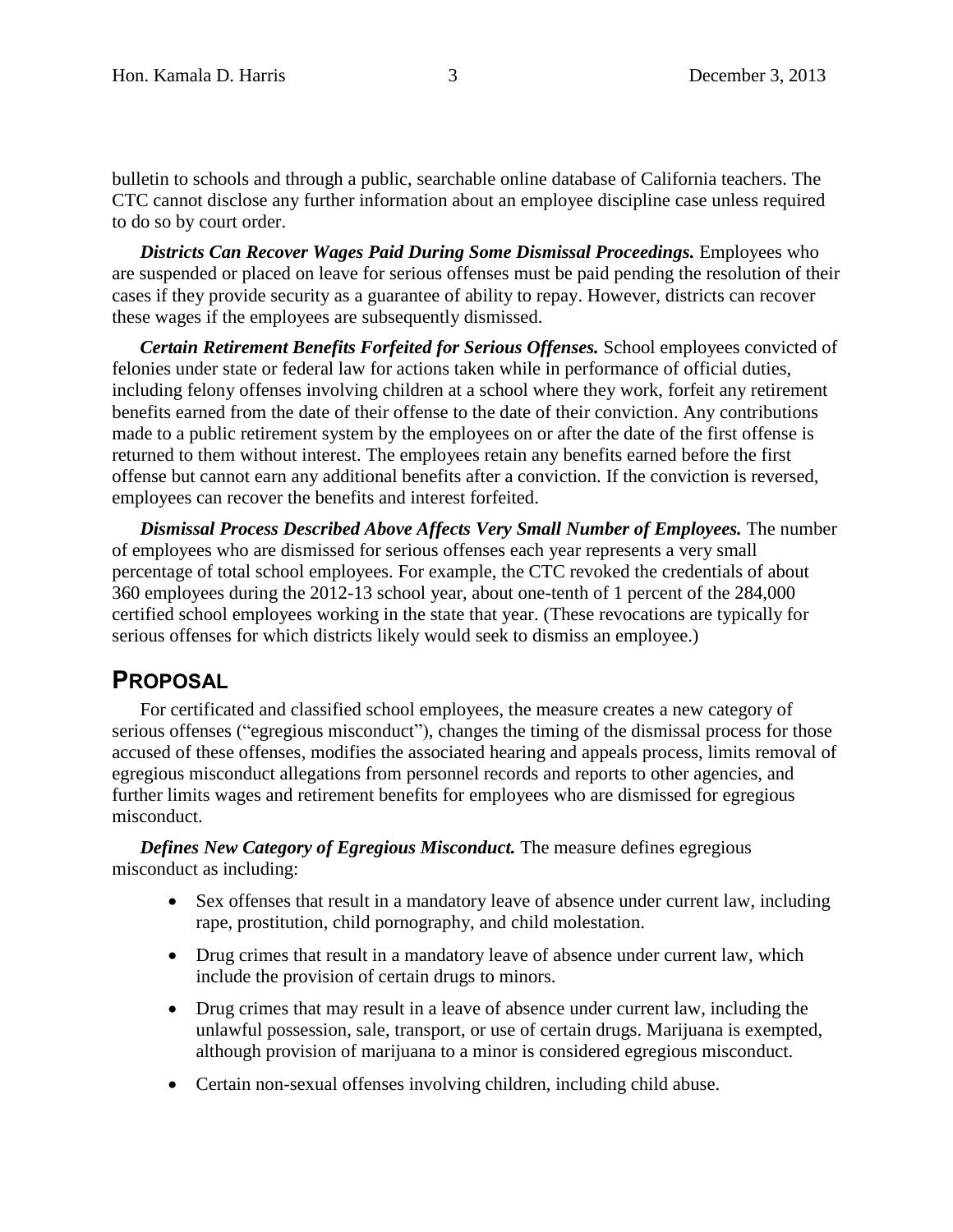bulletin to schools and through a public, searchable online database of California teachers. The CTC cannot disclose any further information about an employee discipline case unless required to do so by court order.

***Districts Can Recover Wages Paid During Some Dismissal Proceedings.*** Employees who are suspended or placed on leave for serious offenses must be paid pending the resolution of their cases if they provide security as a guarantee of ability to repay. However, districts can recover these wages if the employees are subsequently dismissed.

***Certain Retirement Benefits Forfeited for Serious Offenses.*** School employees convicted of felonies under state or federal law for actions taken while in performance of official duties, including felony offenses involving children at a school where they work, forfeit any retirement benefits earned from the date of their offense to the date of their conviction. Any contributions made to a public retirement system by the employees on or after the date of the first offense is returned to them without interest. The employees retain any benefits earned before the first offense but cannot earn any additional benefits after a conviction. If the conviction is reversed, employees can recover the benefits and interest forfeited.

***Dismissal Process Described Above Affects Very Small Number of Employees.*** The number of employees who are dismissed for serious offenses each year represents a very small percentage of total school employees. For example, the CTC revoked the credentials of about 360 employees during the 2012-13 school year, about one-tenth of 1 percent of the 284,000 certified school employees working in the state that year. (These revocations are typically for serious offenses for which districts likely would seek to dismiss an employee.)

## PROPOSAL

For certificated and classified school employees, the measure creates a new category of serious offenses ("egregious misconduct"), changes the timing of the dismissal process for those accused of these offenses, modifies the associated hearing and appeals process, limits removal of egregious misconduct allegations from personnel records and reports to other agencies, and further limits wages and retirement benefits for employees who are dismissed for egregious misconduct.

***Defines New Category of Egregious Misconduct.*** The measure defines egregious misconduct as including:

- Sex offenses that result in a mandatory leave of absence under current law, including rape, prostitution, child pornography, and child molestation.
- Drug crimes that result in a mandatory leave of absence under current law, which include the provision of certain drugs to minors.
- Drug crimes that may result in a leave of absence under current law, including the unlawful possession, sale, transport, or use of certain drugs. Marijuana is exempted, although provision of marijuana to a minor is considered egregious misconduct.
- Certain non-sexual offenses involving children, including child abuse.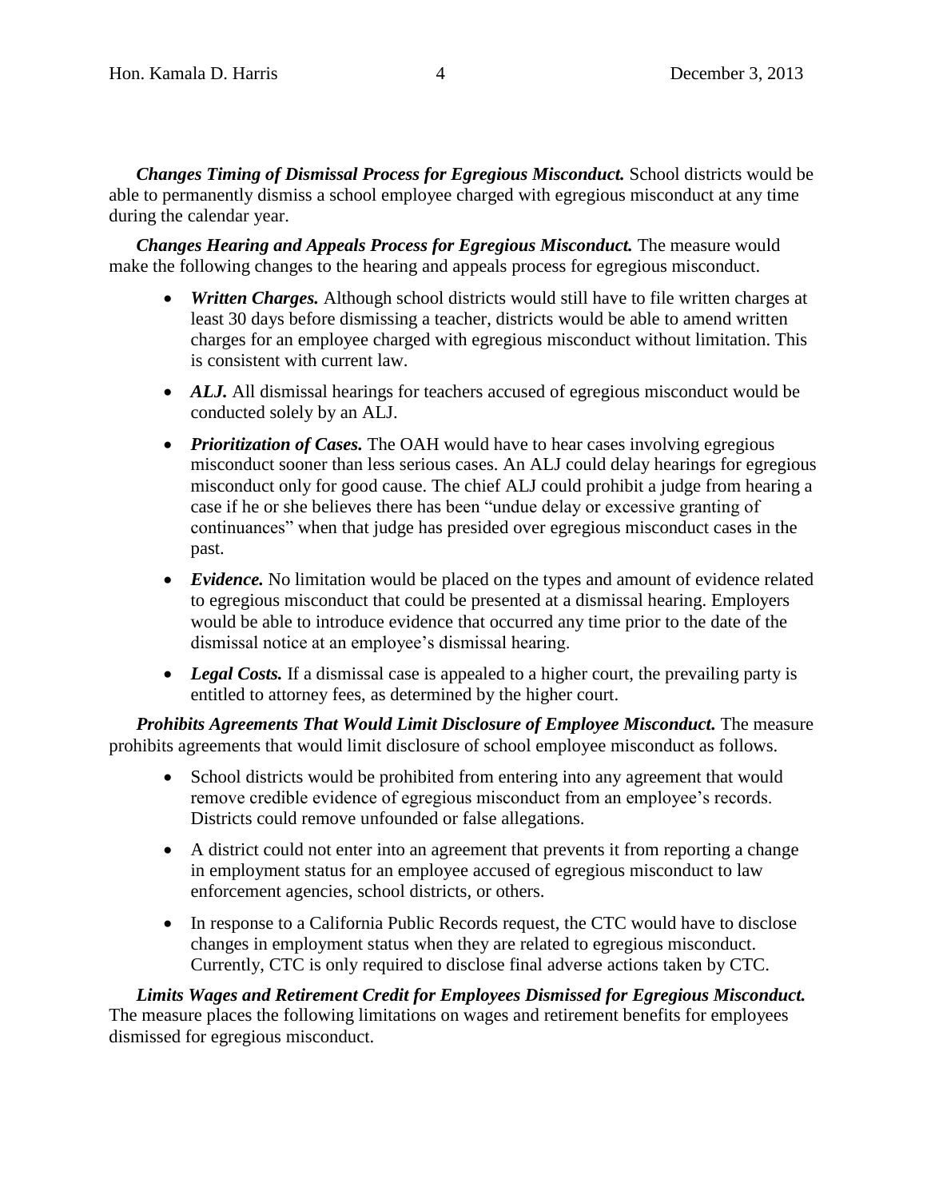***Changes Timing of Dismissal Process for Egregious Misconduct.*** School districts would be able to permanently dismiss a school employee charged with egregious misconduct at any time during the calendar year.

***Changes Hearing and Appeals Process for Egregious Misconduct.*** The measure would make the following changes to the hearing and appeals process for egregious misconduct.

- ***Written Charges.*** Although school districts would still have to file written charges at least 30 days before dismissing a teacher, districts would be able to amend written charges for an employee charged with egregious misconduct without limitation. This is consistent with current law.
- ***ALJ.*** All dismissal hearings for teachers accused of egregious misconduct would be conducted solely by an ALJ.
- ***Prioritization of Cases.*** The OAH would have to hear cases involving egregious misconduct sooner than less serious cases. An ALJ could delay hearings for egregious misconduct only for good cause. The chief ALJ could prohibit a judge from hearing a case if he or she believes there has been "undue delay or excessive granting of continuances" when that judge has presided over egregious misconduct cases in the past.
- ***Evidence.*** No limitation would be placed on the types and amount of evidence related to egregious misconduct that could be presented at a dismissal hearing. Employers would be able to introduce evidence that occurred any time prior to the date of the dismissal notice at an employee's dismissal hearing.
- ***Legal Costs.*** If a dismissal case is appealed to a higher court, the prevailing party is entitled to attorney fees, as determined by the higher court.

***Prohibits Agreements That Would Limit Disclosure of Employee Misconduct.*** The measure prohibits agreements that would limit disclosure of school employee misconduct as follows.

- School districts would be prohibited from entering into any agreement that would remove credible evidence of egregious misconduct from an employee's records. Districts could remove unfounded or false allegations.
- A district could not enter into an agreement that prevents it from reporting a change in employment status for an employee accused of egregious misconduct to law enforcement agencies, school districts, or others.
- In response to a California Public Records request, the CTC would have to disclose changes in employment status when they are related to egregious misconduct. Currently, CTC is only required to disclose final adverse actions taken by CTC.

***Limits Wages and Retirement Credit for Employees Dismissed for Egregious Misconduct.*** The measure places the following limitations on wages and retirement benefits for employees dismissed for egregious misconduct.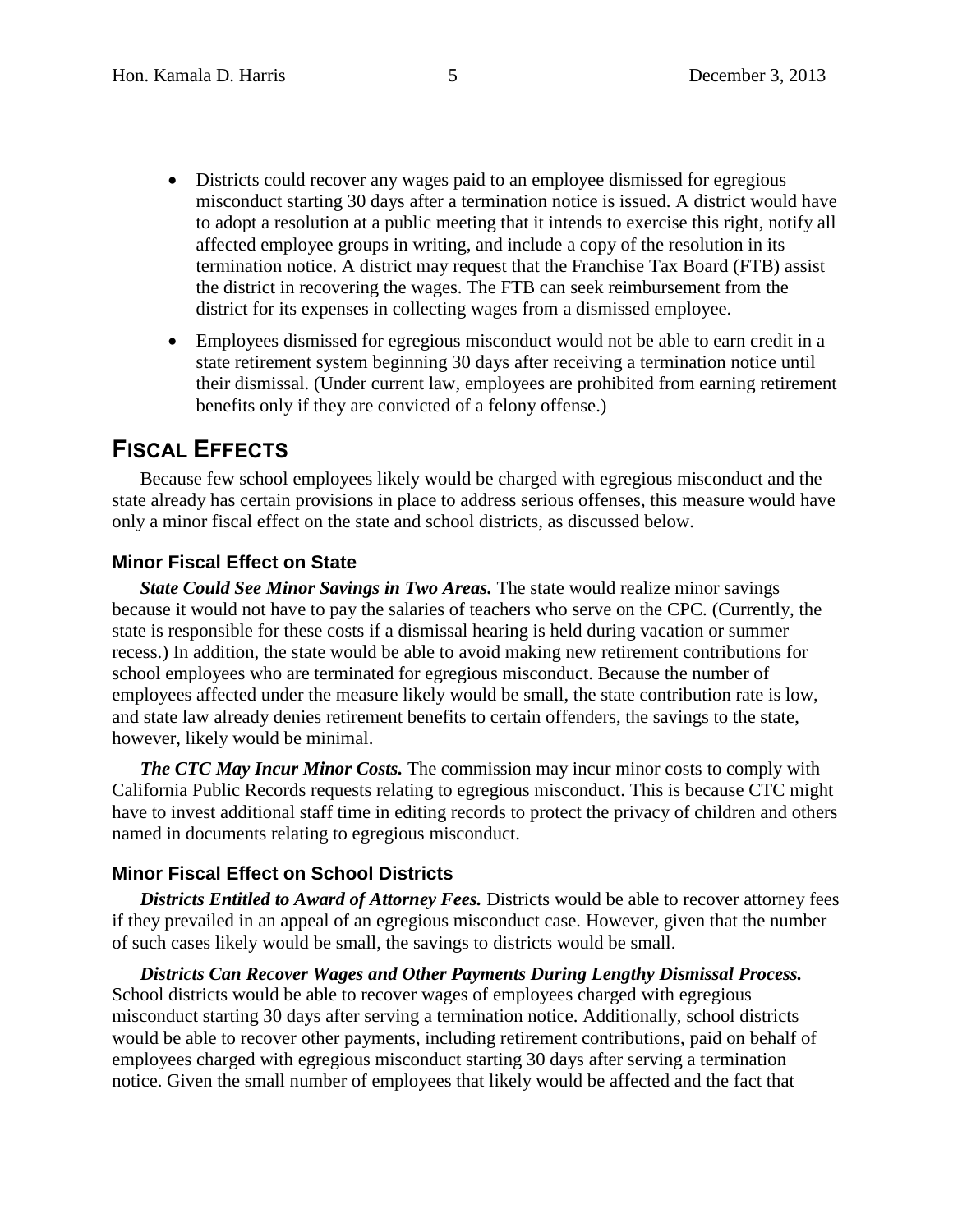- Districts could recover any wages paid to an employee dismissed for egregious misconduct starting 30 days after a termination notice is issued. A district would have to adopt a resolution at a public meeting that it intends to exercise this right, notify all affected employee groups in writing, and include a copy of the resolution in its termination notice. A district may request that the Franchise Tax Board (FTB) assist the district in recovering the wages. The FTB can seek reimbursement from the district for its expenses in collecting wages from a dismissed employee.
- Employees dismissed for egregious misconduct would not be able to earn credit in a state retirement system beginning 30 days after receiving a termination notice until their dismissal. (Under current law, employees are prohibited from earning retirement benefits only if they are convicted of a felony offense.)

## FISCAL EFFECTS

Because few school employees likely would be charged with egregious misconduct and the state already has certain provisions in place to address serious offenses, this measure would have only a minor fiscal effect on the state and school districts, as discussed below.

### Minor Fiscal Effect on State

***State Could See Minor Savings in Two Areas.*** The state would realize minor savings because it would not have to pay the salaries of teachers who serve on the CPC. (Currently, the state is responsible for these costs if a dismissal hearing is held during vacation or summer recess.) In addition, the state would be able to avoid making new retirement contributions for school employees who are terminated for egregious misconduct. Because the number of employees affected under the measure likely would be small, the state contribution rate is low, and state law already denies retirement benefits to certain offenders, the savings to the state, however, likely would be minimal.

***The CTC May Incur Minor Costs.*** The commission may incur minor costs to comply with California Public Records requests relating to egregious misconduct. This is because CTC might have to invest additional staff time in editing records to protect the privacy of children and others named in documents relating to egregious misconduct.

### Minor Fiscal Effect on School Districts

***Districts Entitled to Award of Attorney Fees.*** Districts would be able to recover attorney fees if they prevailed in an appeal of an egregious misconduct case. However, given that the number of such cases likely would be small, the savings to districts would be small.

***Districts Can Recover Wages and Other Payments During Lengthy Dismissal Process.*** School districts would be able to recover wages of employees charged with egregious misconduct starting 30 days after serving a termination notice. Additionally, school districts would be able to recover other payments, including retirement contributions, paid on behalf of employees charged with egregious misconduct starting 30 days after serving a termination notice. Given the small number of employees that likely would be affected and the fact that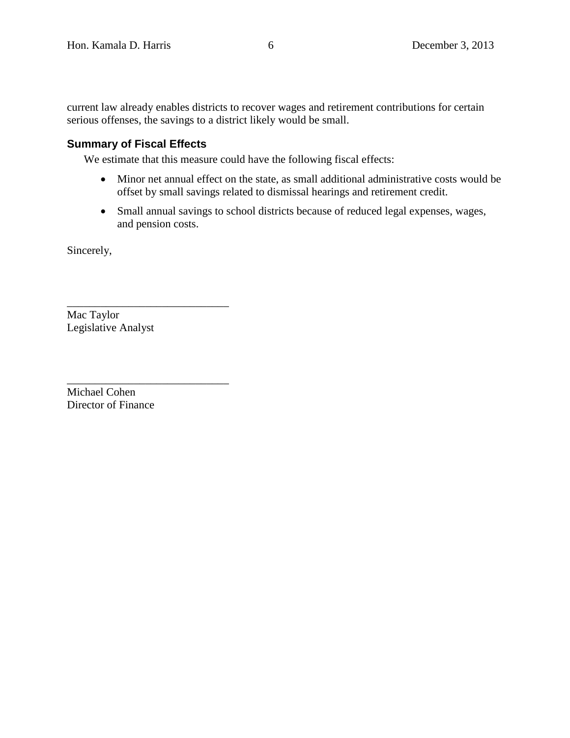current law already enables districts to recover wages and retirement contributions for certain serious offenses, the savings to a district likely would be small.

### Summary of Fiscal Effects

We estimate that this measure could have the following fiscal effects:

- Minor net annual effect on the state, as small additional administrative costs would be offset by small savings related to dismissal hearings and retirement credit.
- Small annual savings to school districts because of reduced legal expenses, wages, and pension costs.

Sincerely,

_____________________________

Mac Taylor
Legislative Analyst

_____________________________

Michael Cohen
Director of Finance